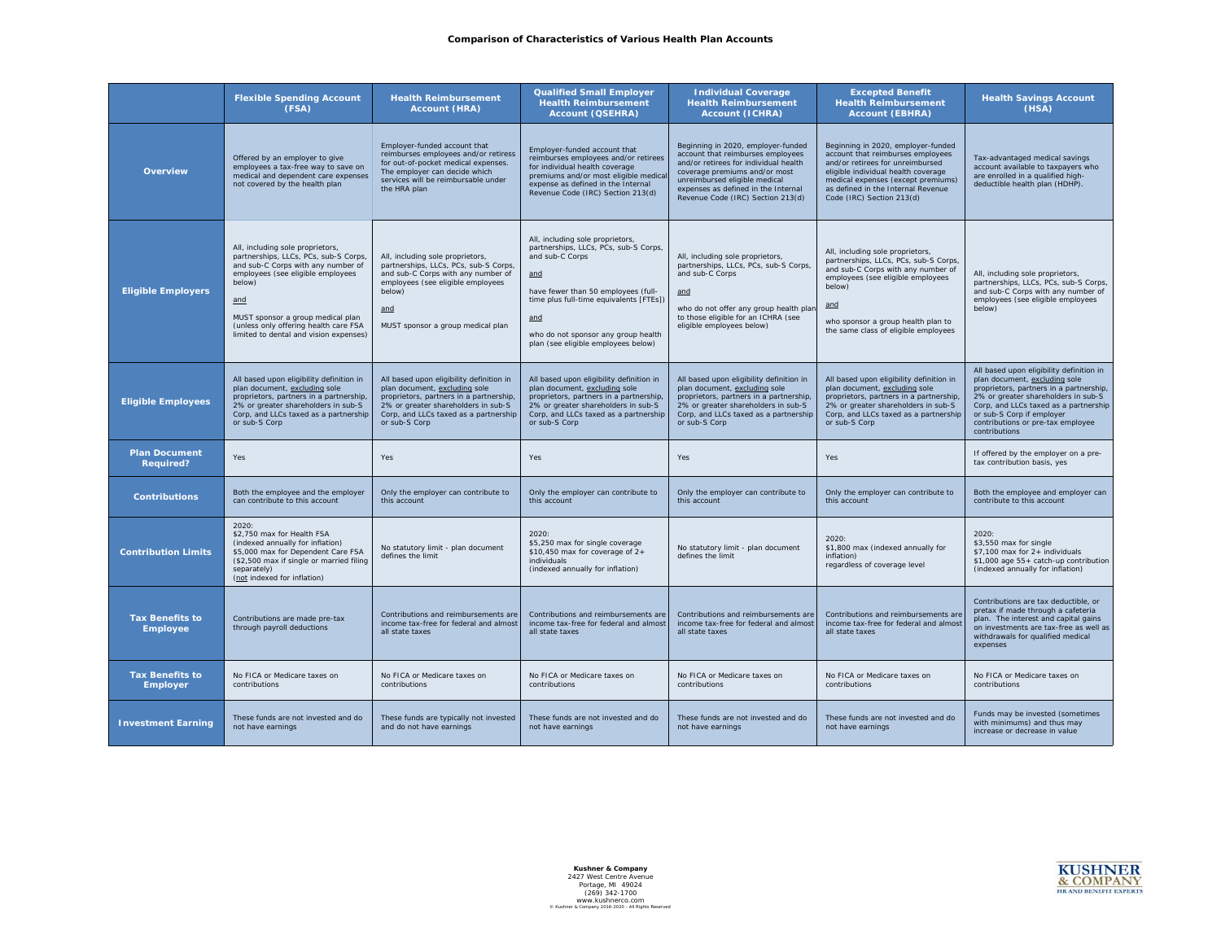# Comparison of Characteristics of Various Health Plan Accounts

| | Flexible Spending Account (FSA) | Health Reimbursement Account (HRA) | Qualified Small Employer Health Reimbursement Account (QSEHRA) | Individual Coverage Health Reimbursement Account (ICHRA) | Excepted Benefit Health Reimbursement Account (EBHRA) | Health Savings Account (HSA) |
|---|---|---|---|---|---|---|
| **Overview** | Offered by an employer to give employees a tax-free way to save on medical and dependent care expenses not covered by the health plan | Employer-funded account that reimburses employees and/or retirees for out-of-pocket medical expenses. The employer can decide which services will be reimbursable under the HRA plan | Employer-funded account that reimburses employees and/or retirees for individual health coverage premiums and/or most eligible medical expense as defined in the Internal Revenue Code (IRC) Section 213(d) | Beginning in 2020, employer-funded account that reimburses employees and/or retirees for individual health coverage premiums and/or most unreimbursed eligible medical expenses as defined in the Internal Revenue Code (IRC) Section 213(d) | Beginning in 2020, employer-funded account that reimburses employees and/or retirees for unreimbursed eligible individual health coverage medical expenses (except premiums) as defined in the Internal Revenue Code (IRC) Section 213(d) | Tax-advantaged medical savings account available to taxpayers who are enrolled in a qualified high-deductible health plan (HDHP). |
| **Eligible Employers** | All, including sole proprietors, partnerships, LLCs, PCs, sub-S Corps, and sub-C Corps with any number of employees (see eligible employees below)<br><br>and<br><br>MUST sponsor a group medical plan (unless only offering health care FSA limited to dental and vision expenses) | All, including sole proprietors, partnerships, LLCs, PCs, sub-S Corps, and sub-C Corps with any number of employees (see eligible employees below)<br><br>and<br><br>MUST sponsor a group medical plan | All, including sole proprietors, partnerships, LLCs, PCs, sub-S Corps, and sub-C Corps<br><br>and<br><br>have fewer than 50 employees (full-time plus full-time equivalents [FTEs])<br><br>and<br><br>who do not sponsor any group health plan (see eligible employees below) | All, including sole proprietors, partnerships, LLCs, PCs, sub-S Corps, and sub-C Corps<br><br>and<br><br>who do not offer any group health plan to those eligible for an ICHRA (see eligible employees below) | All, including sole proprietors, partnerships, LLCs, PCs, sub-S Corps, and sub-C Corps with any number of employees (see eligible employees below)<br><br>and<br><br>who sponsor a group health plan to the same class of eligible employees | All, including sole proprietors, partnerships, LLCs, PCs, sub-S Corps, and sub-C Corps with any number of employees (see eligible employees below) |
| **Eligible Employees** | All based upon eligibility definition in plan document, excluding sole proprietors, partners in a partnership, 2% or greater shareholders in sub-S Corp, and LLCs taxed as a partnership or sub-S Corp | All based upon eligibility definition in plan document, excluding sole proprietors, partners in a partnership, 2% or greater shareholders in sub-S Corp, and LLCs taxed as a partnership or sub-S Corp | All based upon eligibility definition in plan document, excluding sole proprietors, partners in a partnership, 2% or greater shareholders in sub-S Corp, and LLCs taxed as a partnership or sub-S Corp | All based upon eligibility definition in plan document, excluding sole proprietors, partners in a partnership, 2% or greater shareholders in sub-S Corp, and LLCs taxed as a partnership or sub-S Corp | All based upon eligibility definition in plan document, excluding sole proprietors, partners in a partnership, 2% or greater shareholders in sub-S Corp, and LLCs taxed as a partnership or sub-S Corp | All based upon eligibility definition in plan document, excluding sole proprietors, partners in a partnership, 2% or greater shareholders in sub-S Corp, and LLCs taxed as a partnership or sub-S Corp if employer contributions or pre-tax employee contributions |
| **Plan Document Required?** | Yes | Yes | Yes | Yes | Yes | If offered by the employer on a pre-tax contribution basis, yes |
| **Contributions** | Both the employee and the employer can contribute to this account | Only the employer can contribute to this account | Only the employer can contribute to this account | Only the employer can contribute to this account | Only the employer can contribute to this account | Both the employee and employer can contribute to this account |
| **Contribution Limits** | 2020:<br>$2,750 max for Health FSA (indexed annually for inflation)<br>$5,000 max for Dependent Care FSA ($2,500 max if single or married filing separately)<br>(not indexed for inflation) | No statutory limit - plan document defines the limit | 2020:<br>$5,250 max for single coverage<br>$10,450 max for coverage of 2+ individuals<br>(indexed annually for inflation) | No statutory limit - plan document defines the limit | 2020:<br>$1,800 max (indexed annually for inflation)<br>regardless of coverage level | 2020:<br>$3,550 max for single<br>$7,100 max for 2+ individuals<br>$1,000 age 55+ catch-up contribution (indexed annually for inflation) |
| **Tax Benefits to Employee** | Contributions are made pre-tax through payroll deductions | Contributions and reimbursements are income tax-free for federal and almost all state taxes | Contributions and reimbursements are income tax-free for federal and almost all state taxes | Contributions and reimbursements are income tax-free for federal and almost all state taxes | Contributions and reimbursements are income tax-free for federal and almost all state taxes | Contributions are tax deductible, or pretax if made through a cafeteria plan. The interest and capital gains on investments are tax-free as well as withdrawals for qualified medical expenses |
| **Tax Benefits to Employer** | No FICA or Medicare taxes on contributions | No FICA or Medicare taxes on contributions | No FICA or Medicare taxes on contributions | No FICA or Medicare taxes on contributions | No FICA or Medicare taxes on contributions | No FICA or Medicare taxes on contributions |
| **Investment Earning** | These funds are not invested and do not have earnings | These funds are typically not invested and do not have earnings | These funds are not invested and do not have earnings | These funds are not invested and do not have earnings | These funds are not invested and do not have earnings | Funds may be invested (sometimes with minimums) and thus may increase or decrease in value |

**Kushner & Company**
2427 West Centre Avenue
Portage, MI 49024
(269) 342-1700
www.kushnerco.com
© Kushner & Company 2016-2020 - All Rights Reserved

KUSHNER & COMPANY
HR AND BENEFIT EXPERTS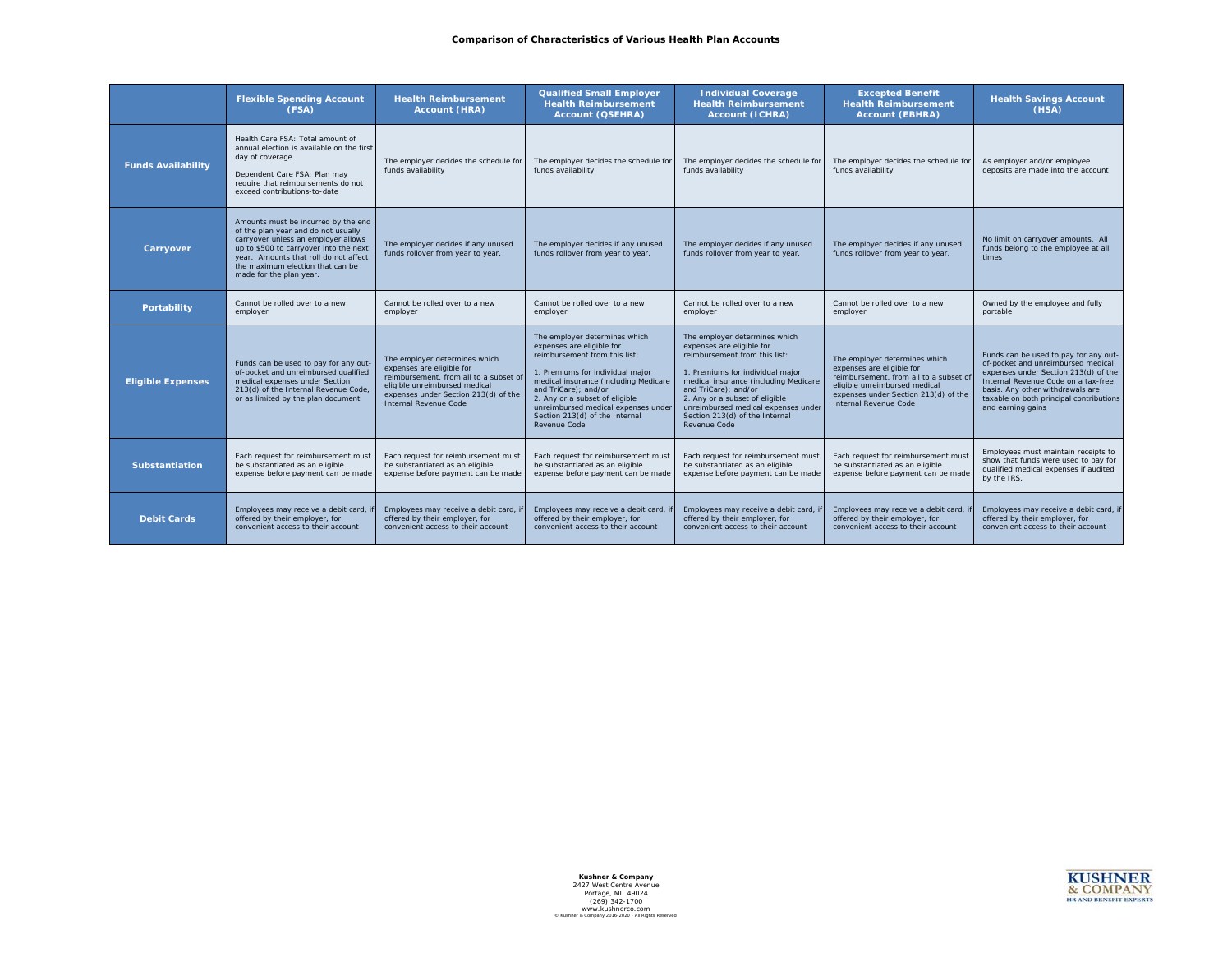**Comparison of Characteristics of Various Health Plan Accounts**

| | Flexible Spending Account (FSA) | Health Reimbursement Account (HRA) | Qualified Small Employer Health Reimbursement Account (QSEHRA) | Individual Coverage Health Reimbursement Account (ICHRA) | Excepted Benefit Health Reimbursement Account (EBHRA) | Health Savings Account (HSA) |
|---|---|---|---|---|---|---|
| **Funds Availability** | Health Care FSA: Total amount of annual election is available on the first day of coverage<br><br>Dependent Care FSA: Plan may require that reimbursements do not exceed contributions-to-date | The employer decides the schedule for funds availability | The employer decides the schedule for funds availability | The employer decides the schedule for funds availability | The employer decides the schedule for funds availability | As employer and/or employee deposits are made into the account |
| **Carryover** | Amounts must be incurred by the end of the plan year and do not usually carryover unless an employer allows up to $500 to carryover into the next year. Amounts that roll do not affect the maximum election that can be made for the plan year. | The employer decides if any unused funds rollover from year to year. | The employer decides if any unused funds rollover from year to year. | The employer decides if any unused funds rollover from year to year. | The employer decides if any unused funds rollover from year to year. | No limit on carryover amounts. All funds belong to the employee at all times |
| **Portability** | Cannot be rolled over to a new employer | Cannot be rolled over to a new employer | Cannot be rolled over to a new employer | Cannot be rolled over to a new employer | Cannot be rolled over to a new employer | Owned by the employee and fully portable |
| **Eligible Expenses** | Funds can be used to pay for any out-of-pocket and unreimbursed qualified medical expenses under Section 213(d) of the Internal Revenue Code, or as limited by the plan document | The employer determines which expenses are eligible for reimbursement, from all to a subset of eligible unreimbursed medical expenses under Section 213(d) of the Internal Revenue Code | The employer determines which expenses are eligible for reimbursement from this list:<br><br>1. Premiums for individual major medical insurance (including Medicare and TriCare); and/or<br>2. Any or a subset of eligible unreimbursed medical expenses under Section 213(d) of the Internal Revenue Code | The employer determines which expenses are eligible for reimbursement from this list:<br><br>1. Premiums for individual major medical insurance (including Medicare and TriCare); and/or<br>2. Any or a subset of eligible unreimbursed medical expenses under Section 213(d) of the Internal Revenue Code | The employer determines which expenses are eligible for reimbursement, from all to a subset of eligible unreimbursed medical expenses under Section 213(d) of the Internal Revenue Code | Funds can be used to pay for any out-of-pocket and unreimbursed medical expenses under Section 213(d) of the Internal Revenue Code on a tax-free basis. Any other withdrawals are taxable on both principal contributions and earning gains |
| **Substantiation** | Each request for reimbursement must be substantiated as an eligible expense before payment can be made | Each request for reimbursement must be substantiated as an eligible expense before payment can be made | Each request for reimbursement must be substantiated as an eligible expense before payment can be made | Each request for reimbursement must be substantiated as an eligible expense before payment can be made | Each request for reimbursement must be substantiated as an eligible expense before payment can be made | Employees must maintain receipts to show that funds were used to pay for qualified medical expenses if audited by the IRS. |
| **Debit Cards** | Employees may receive a debit card, if offered by their employer, for convenient access to their account | Employees may receive a debit card, if offered by their employer, for convenient access to their account | Employees may receive a debit card, if offered by their employer, for convenient access to their account | Employees may receive a debit card, if offered by their employer, for convenient access to their account | Employees may receive a debit card, if offered by their employer, for convenient access to their account | Employees may receive a debit card, if offered by their employer, for convenient access to their account |

**Kushner & Company**
2427 West Centre Avenue
Portage, MI 49024
(269) 342-1700
www.kushnerco.com
© Kushner & Company 2016-2020 - All Rights Reserved

KUSHNER & COMPANY
HR AND BENEFIT EXPERTS